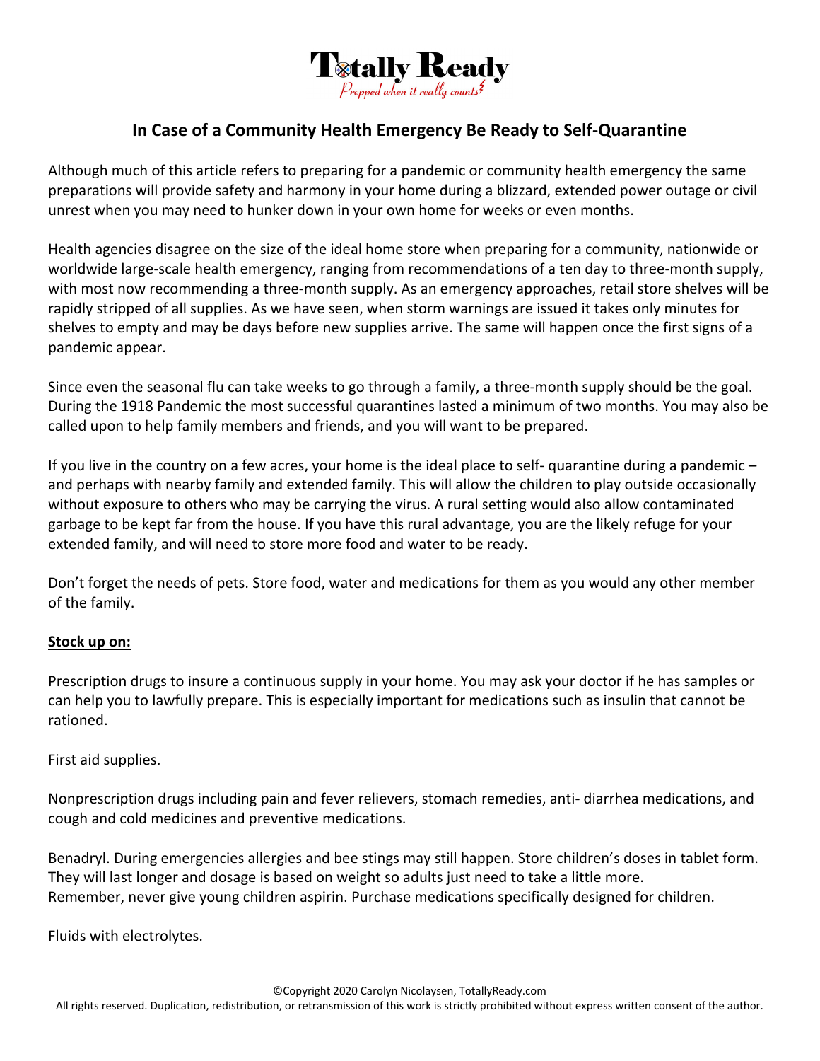# In Case of a Community Health Emergency Be Ready to Self-Quarantine

Although much of this article refers to preparing for a pandemic or community health emergency the same preparations will provide safety and harmony in your home during a blizzard, extended power outage or civil unrest when you may need to hunker down in your own home for weeks or even months.

Health agencies disagree on the size of the ideal home store when preparing for a community, nationwide or worldwide large-scale health emergency, ranging from recommendations of a ten day to three-month supply, with most now recommending a three-month supply. As an emergency approaches, retail store shelves will be rapidly stripped of all supplies. As we have seen, when storm warnings are issued it takes only minutes for shelves to empty and may be days before new supplies arrive. The same will happen once the first signs of a pandemic appear.

Since even the seasonal flu can take weeks to go through a family, a three-month supply should be the goal. During the 1918 Pandemic the most successful quarantines lasted a minimum of two months. You may also be called upon to help family members and friends, and you will want to be prepared.

If you live in the country on a few acres, your home is the ideal place to self- quarantine during a pandemic – and perhaps with nearby family and extended family. This will allow the children to play outside occasionally without exposure to others who may be carrying the virus. A rural setting would also allow contaminated garbage to be kept far from the house. If you have this rural advantage, you are the likely refuge for your extended family, and will need to store more food and water to be ready.

Don't forget the needs of pets. Store food, water and medications for them as you would any other member of the family.

**Stock up on:**

Prescription drugs to insure a continuous supply in your home. You may ask your doctor if he has samples or can help you to lawfully prepare. This is especially important for medications such as insulin that cannot be rationed.

First aid supplies.

Nonprescription drugs including pain and fever relievers, stomach remedies, anti- diarrhea medications, and cough and cold medicines and preventive medications.

Benadryl. During emergencies allergies and bee stings may still happen. Store children's doses in tablet form. They will last longer and dosage is based on weight so adults just need to take a little more.
Remember, never give young children aspirin. Purchase medications specifically designed for children.

Fluids with electrolytes.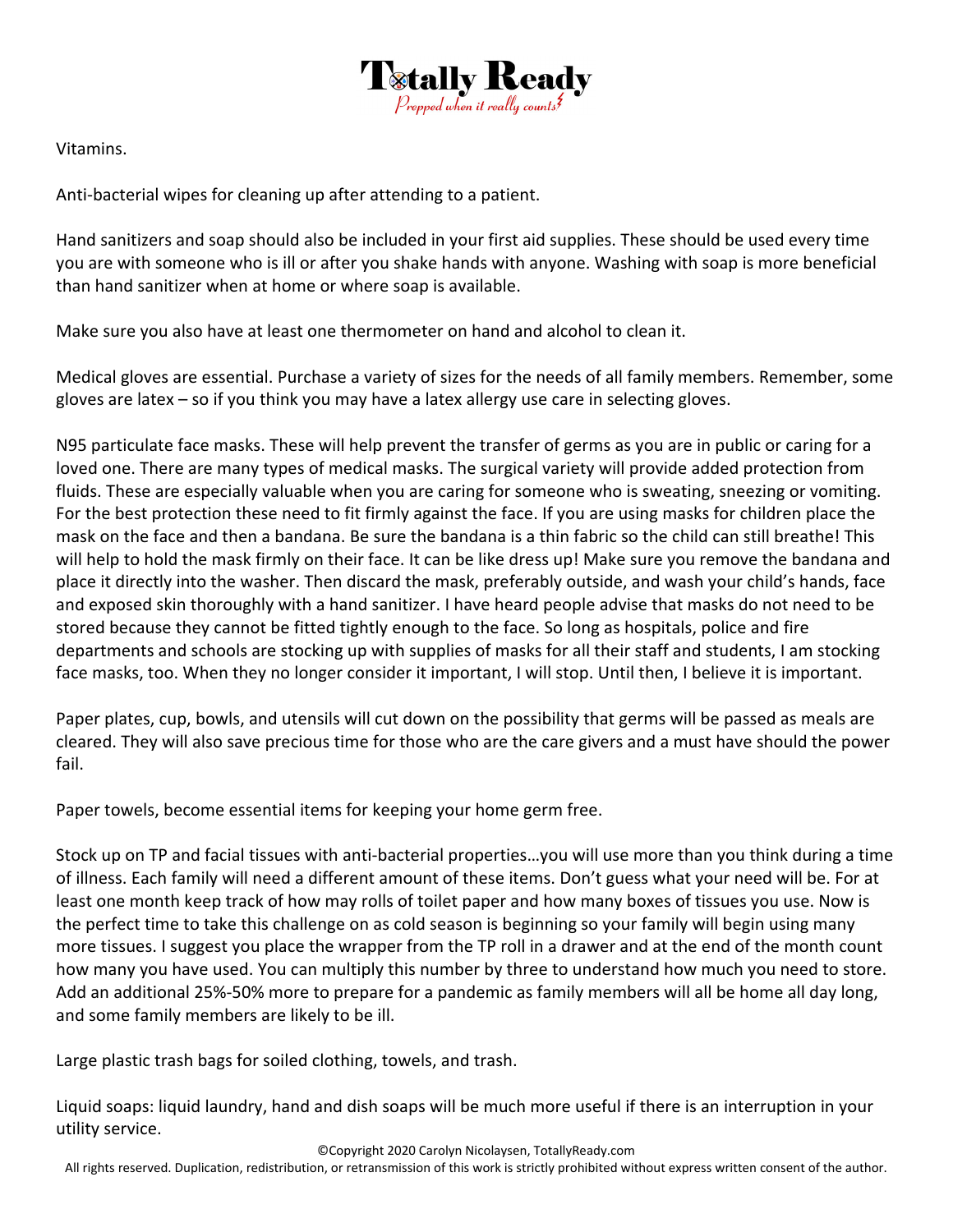Vitamins.

Anti-bacterial wipes for cleaning up after attending to a patient.

Hand sanitizers and soap should also be included in your first aid supplies. These should be used every time you are with someone who is ill or after you shake hands with anyone. Washing with soap is more beneficial than hand sanitizer when at home or where soap is available.

Make sure you also have at least one thermometer on hand and alcohol to clean it.

Medical gloves are essential. Purchase a variety of sizes for the needs of all family members. Remember, some gloves are latex – so if you think you may have a latex allergy use care in selecting gloves.

N95 particulate face masks. These will help prevent the transfer of germs as you are in public or caring for a loved one. There are many types of medical masks. The surgical variety will provide added protection from fluids. These are especially valuable when you are caring for someone who is sweating, sneezing or vomiting. For the best protection these need to fit firmly against the face. If you are using masks for children place the mask on the face and then a bandana. Be sure the bandana is a thin fabric so the child can still breathe! This will help to hold the mask firmly on their face. It can be like dress up! Make sure you remove the bandana and place it directly into the washer. Then discard the mask, preferably outside, and wash your child's hands, face and exposed skin thoroughly with a hand sanitizer. I have heard people advise that masks do not need to be stored because they cannot be fitted tightly enough to the face. So long as hospitals, police and fire departments and schools are stocking up with supplies of masks for all their staff and students, I am stocking face masks, too. When they no longer consider it important, I will stop. Until then, I believe it is important.

Paper plates, cup, bowls, and utensils will cut down on the possibility that germs will be passed as meals are cleared. They will also save precious time for those who are the care givers and a must have should the power fail.

Paper towels, become essential items for keeping your home germ free.

Stock up on TP and facial tissues with anti-bacterial properties…you will use more than you think during a time of illness. Each family will need a different amount of these items. Don't guess what your need will be. For at least one month keep track of how may rolls of toilet paper and how many boxes of tissues you use. Now is the perfect time to take this challenge on as cold season is beginning so your family will begin using many more tissues. I suggest you place the wrapper from the TP roll in a drawer and at the end of the month count how many you have used. You can multiply this number by three to understand how much you need to store. Add an additional 25%-50% more to prepare for a pandemic as family members will all be home all day long, and some family members are likely to be ill.

Large plastic trash bags for soiled clothing, towels, and trash.

Liquid soaps: liquid laundry, hand and dish soaps will be much more useful if there is an interruption in your utility service.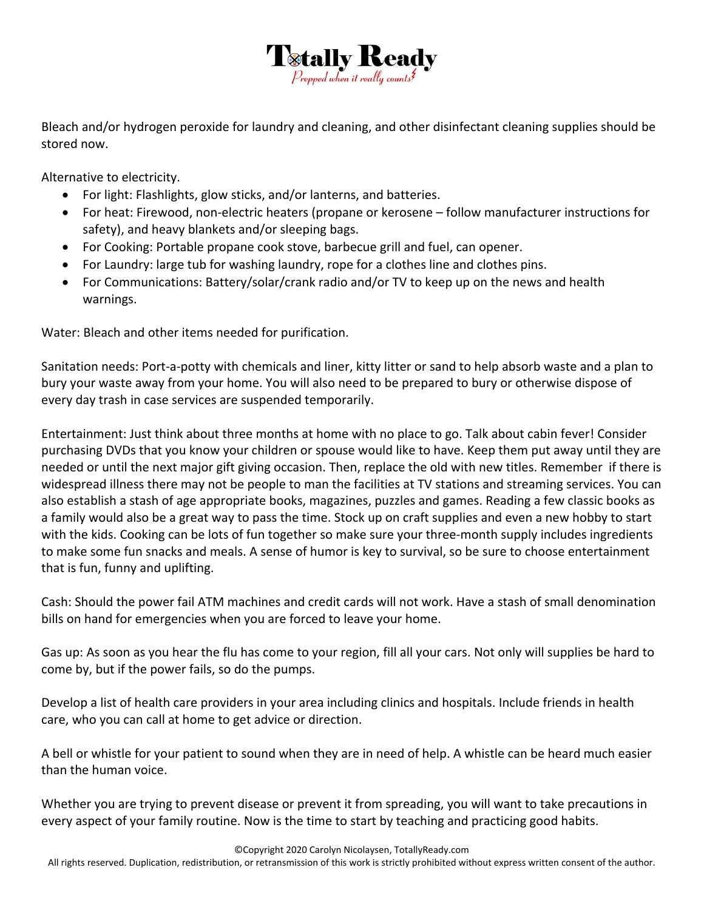Bleach and/or hydrogen peroxide for laundry and cleaning, and other disinfectant cleaning supplies should be stored now.

Alternative to electricity.

- For light: Flashlights, glow sticks, and/or lanterns, and batteries.
- For heat: Firewood, non-electric heaters (propane or kerosene – follow manufacturer instructions for safety), and heavy blankets and/or sleeping bags.
- For Cooking: Portable propane cook stove, barbecue grill and fuel, can opener.
- For Laundry: large tub for washing laundry, rope for a clothes line and clothes pins.
- For Communications: Battery/solar/crank radio and/or TV to keep up on the news and health warnings.

Water: Bleach and other items needed for purification.

Sanitation needs: Port-a-potty with chemicals and liner, kitty litter or sand to help absorb waste and a plan to bury your waste away from your home. You will also need to be prepared to bury or otherwise dispose of every day trash in case services are suspended temporarily.

Entertainment: Just think about three months at home with no place to go. Talk about cabin fever! Consider purchasing DVDs that you know your children or spouse would like to have. Keep them put away until they are needed or until the next major gift giving occasion. Then, replace the old with new titles. Remember if there is widespread illness there may not be people to man the facilities at TV stations and streaming services. You can also establish a stash of age appropriate books, magazines, puzzles and games. Reading a few classic books as a family would also be a great way to pass the time. Stock up on craft supplies and even a new hobby to start with the kids. Cooking can be lots of fun together so make sure your three-month supply includes ingredients to make some fun snacks and meals. A sense of humor is key to survival, so be sure to choose entertainment that is fun, funny and uplifting.

Cash: Should the power fail ATM machines and credit cards will not work. Have a stash of small denomination bills on hand for emergencies when you are forced to leave your home.

Gas up: As soon as you hear the flu has come to your region, fill all your cars. Not only will supplies be hard to come by, but if the power fails, so do the pumps.

Develop a list of health care providers in your area including clinics and hospitals. Include friends in health care, who you can call at home to get advice or direction.

A bell or whistle for your patient to sound when they are in need of help. A whistle can be heard much easier than the human voice.

Whether you are trying to prevent disease or prevent it from spreading, you will want to take precautions in every aspect of your family routine. Now is the time to start by teaching and practicing good habits.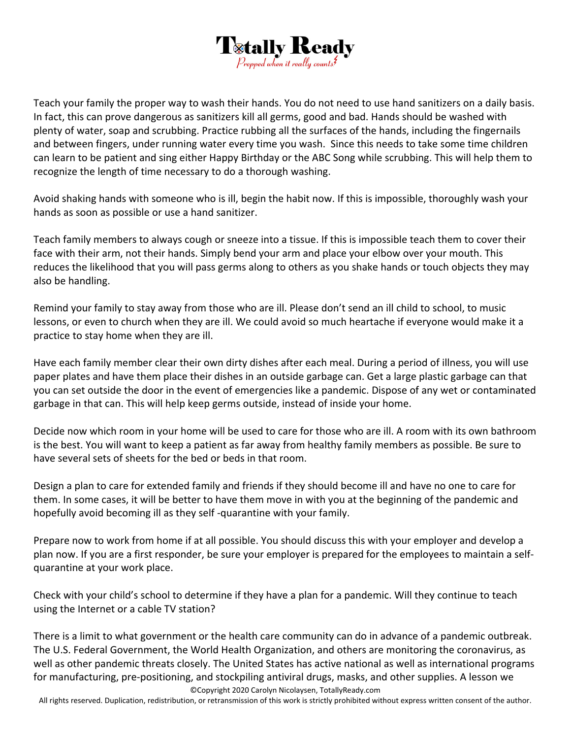Teach your family the proper way to wash their hands. You do not need to use hand sanitizers on a daily basis. In fact, this can prove dangerous as sanitizers kill all germs, good and bad. Hands should be washed with plenty of water, soap and scrubbing. Practice rubbing all the surfaces of the hands, including the fingernails and between fingers, under running water every time you wash. Since this needs to take some time children can learn to be patient and sing either Happy Birthday or the ABC Song while scrubbing. This will help them to recognize the length of time necessary to do a thorough washing.

Avoid shaking hands with someone who is ill, begin the habit now. If this is impossible, thoroughly wash your hands as soon as possible or use a hand sanitizer.

Teach family members to always cough or sneeze into a tissue. If this is impossible teach them to cover their face with their arm, not their hands. Simply bend your arm and place your elbow over your mouth. This reduces the likelihood that you will pass germs along to others as you shake hands or touch objects they may also be handling.

Remind your family to stay away from those who are ill. Please don't send an ill child to school, to music lessons, or even to church when they are ill. We could avoid so much heartache if everyone would make it a practice to stay home when they are ill.

Have each family member clear their own dirty dishes after each meal. During a period of illness, you will use paper plates and have them place their dishes in an outside garbage can. Get a large plastic garbage can that you can set outside the door in the event of emergencies like a pandemic. Dispose of any wet or contaminated garbage in that can. This will help keep germs outside, instead of inside your home.

Decide now which room in your home will be used to care for those who are ill. A room with its own bathroom is the best. You will want to keep a patient as far away from healthy family members as possible. Be sure to have several sets of sheets for the bed or beds in that room.

Design a plan to care for extended family and friends if they should become ill and have no one to care for them. In some cases, it will be better to have them move in with you at the beginning of the pandemic and hopefully avoid becoming ill as they self -quarantine with your family.

Prepare now to work from home if at all possible. You should discuss this with your employer and develop a plan now. If you are a first responder, be sure your employer is prepared for the employees to maintain a self-quarantine at your work place.

Check with your child's school to determine if they have a plan for a pandemic. Will they continue to teach using the Internet or a cable TV station?

There is a limit to what government or the health care community can do in advance of a pandemic outbreak. The U.S. Federal Government, the World Health Organization, and others are monitoring the coronavirus, as well as other pandemic threats closely. The United States has active national as well as international programs for manufacturing, pre-positioning, and stockpiling antiviral drugs, masks, and other supplies. A lesson we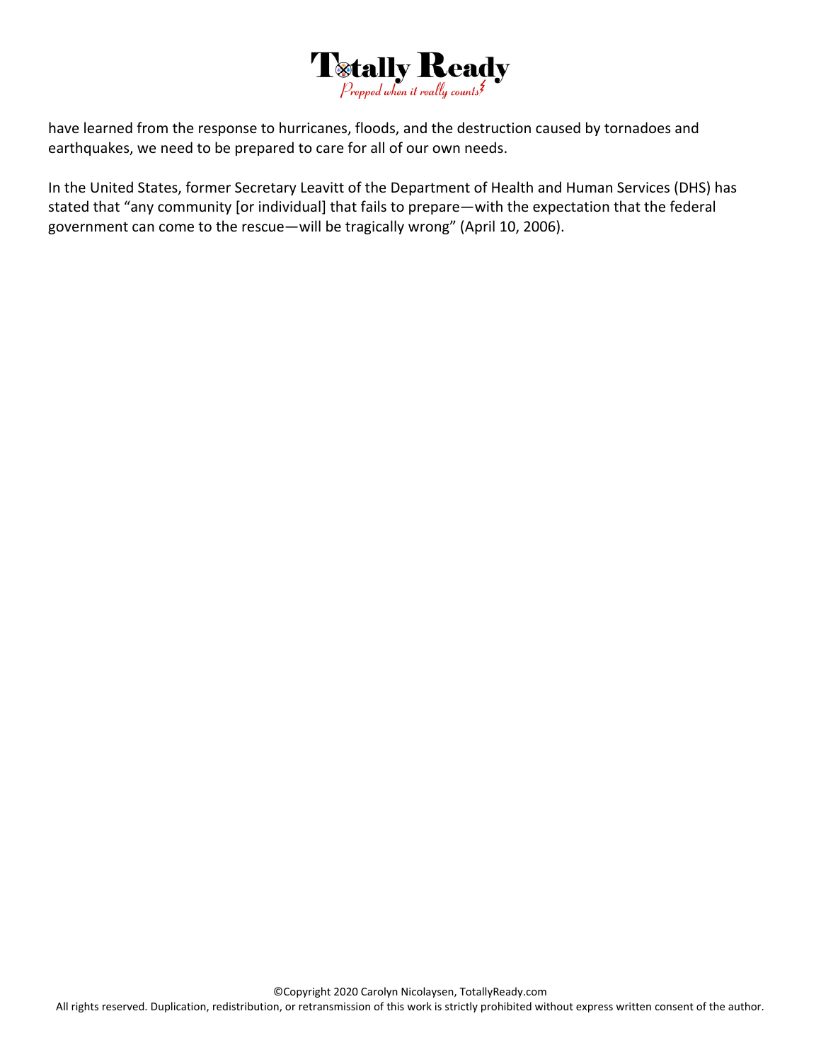have learned from the response to hurricanes, floods, and the destruction caused by tornadoes and earthquakes, we need to be prepared to care for all of our own needs.

In the United States, former Secretary Leavitt of the Department of Health and Human Services (DHS) has stated that “any community [or individual] that fails to prepare—with the expectation that the federal government can come to the rescue—will be tragically wrong” (April 10, 2006).